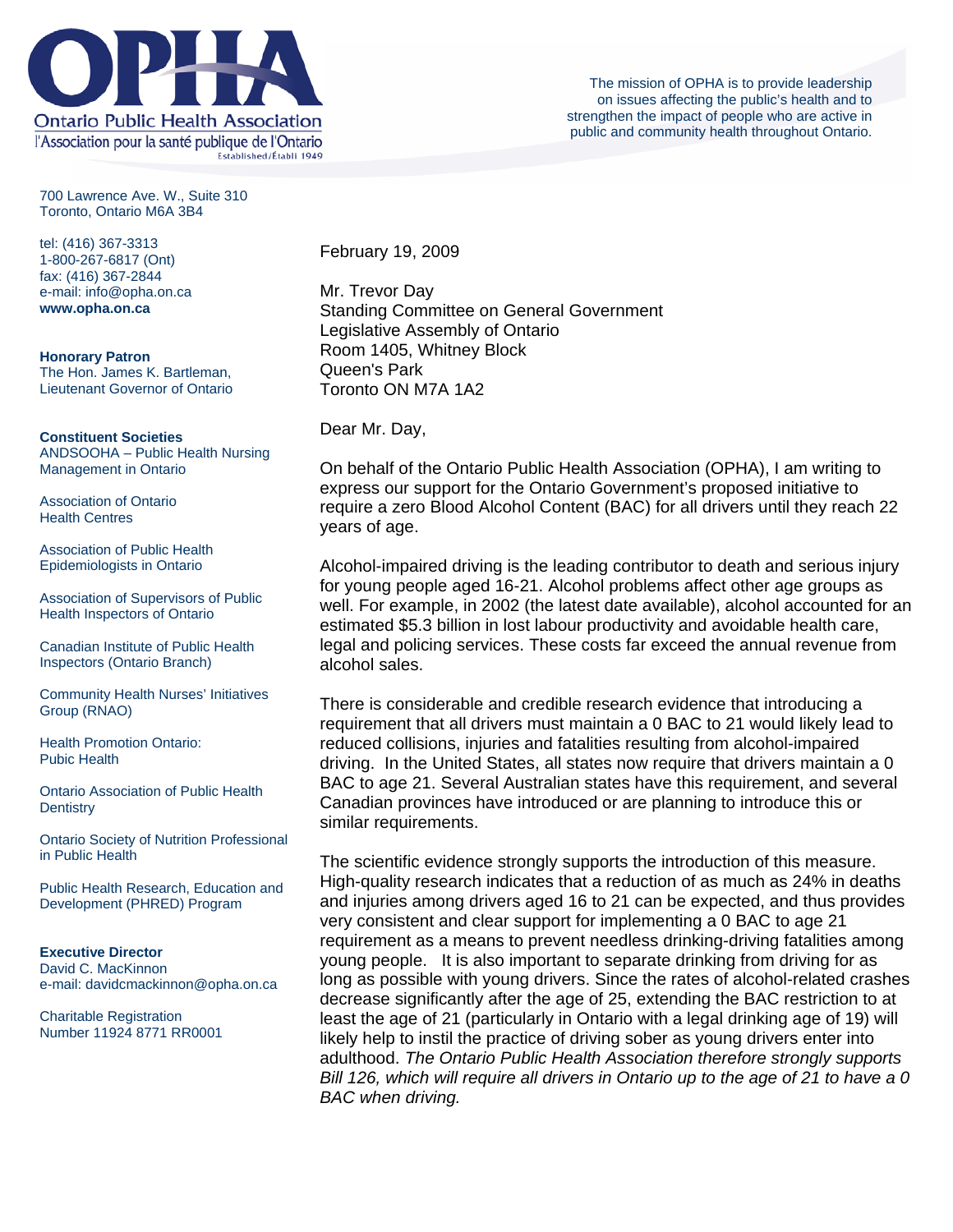# OPHA

**Ontario Public Health Association**
l'Association pour la santé publique de l'Ontario
Established/Établi 1949

The mission of OPHA is to provide leadership on issues affecting the public's health and to strengthen the impact of people who are active in public and community health throughout Ontario.

700 Lawrence Ave. W., Suite 310
Toronto, Ontario M6A 3B4

tel: (416) 367-3313
1-800-267-6817 (Ont)
fax: (416) 367-2844
e-mail: info@opha.on.ca
**www.opha.on.ca**

**Honorary Patron**
The Hon. James K. Bartleman,
Lieutenant Governor of Ontario

**Constituent Societies**

ANDSOOHA – Public Health Nursing Management in Ontario

Association of Ontario Health Centres

Association of Public Health Epidemiologists in Ontario

Association of Supervisors of Public Health Inspectors of Ontario

Canadian Institute of Public Health Inspectors (Ontario Branch)

Community Health Nurses' Initiatives Group (RNAO)

Health Promotion Ontario: Pubic Health

Ontario Association of Public Health Dentistry

Ontario Society of Nutrition Professional in Public Health

Public Health Research, Education and Development (PHRED) Program

**Executive Director**
David C. MacKinnon
e-mail: davidcmackinnon@opha.on.ca

Charitable Registration Number 11924 8771 RR0001

February 19, 2009

Mr. Trevor Day
Standing Committee on General Government
Legislative Assembly of Ontario
Room 1405, Whitney Block
Queen's Park
Toronto ON M7A 1A2

Dear Mr. Day,

On behalf of the Ontario Public Health Association (OPHA), I am writing to express our support for the Ontario Government's proposed initiative to require a zero Blood Alcohol Content (BAC) for all drivers until they reach 22 years of age.

Alcohol-impaired driving is the leading contributor to death and serious injury for young people aged 16-21. Alcohol problems affect other age groups as well. For example, in 2002 (the latest date available), alcohol accounted for an estimated $5.3 billion in lost labour productivity and avoidable health care, legal and policing services. These costs far exceed the annual revenue from alcohol sales.

There is considerable and credible research evidence that introducing a requirement that all drivers must maintain a 0 BAC to 21 would likely lead to reduced collisions, injuries and fatalities resulting from alcohol-impaired driving. In the United States, all states now require that drivers maintain a 0 BAC to age 21. Several Australian states have this requirement, and several Canadian provinces have introduced or are planning to introduce this or similar requirements.

The scientific evidence strongly supports the introduction of this measure. High-quality research indicates that a reduction of as much as 24% in deaths and injuries among drivers aged 16 to 21 can be expected, and thus provides very consistent and clear support for implementing a 0 BAC to age 21 requirement as a means to prevent needless drinking-driving fatalities among young people. It is also important to separate drinking from driving for as long as possible with young drivers. Since the rates of alcohol-related crashes decrease significantly after the age of 25, extending the BAC restriction to at least the age of 21 (particularly in Ontario with a legal drinking age of 19) will likely help to instil the practice of driving sober as young drivers enter into adulthood. *The Ontario Public Health Association therefore strongly supports Bill 126, which will require all drivers in Ontario up to the age of 21 to have a 0 BAC when driving.*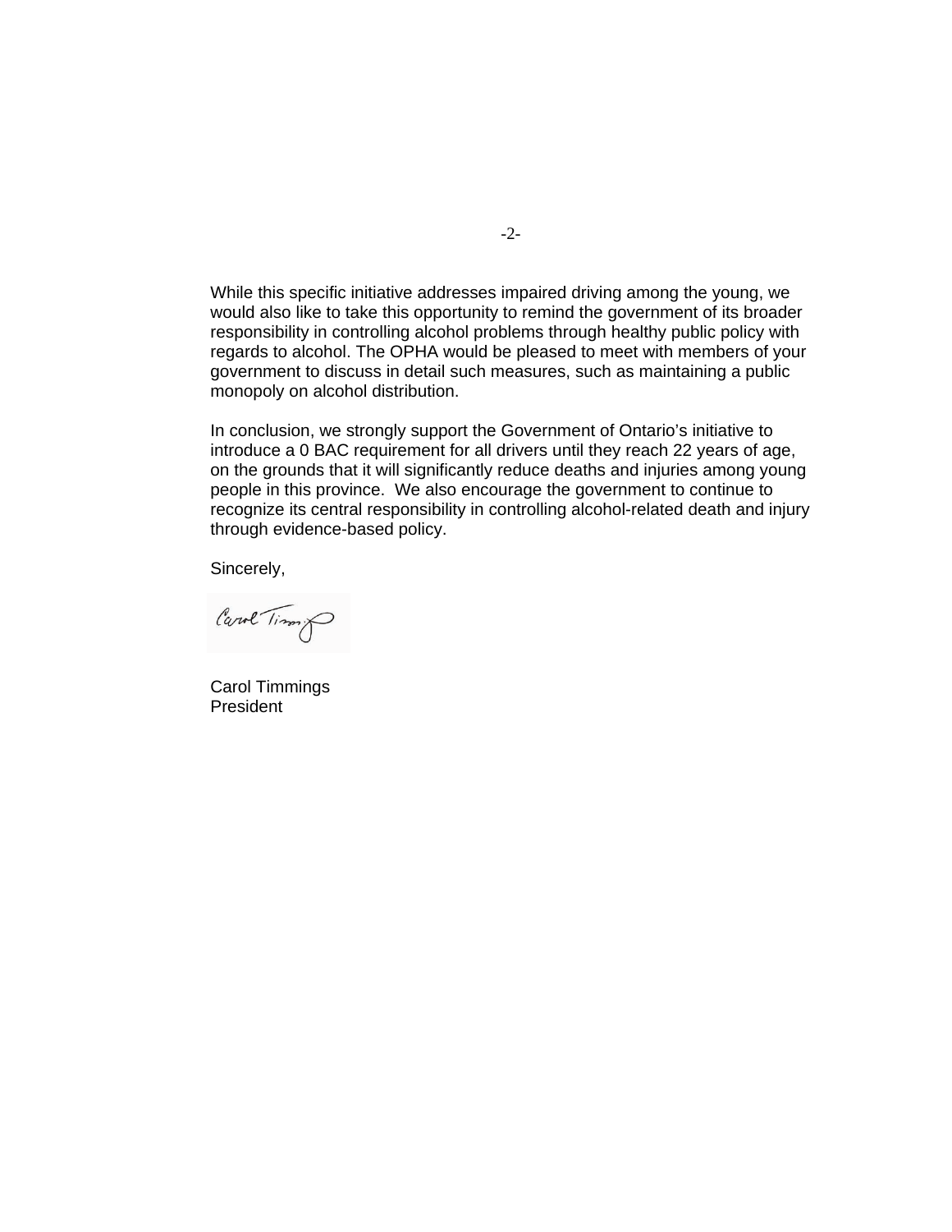While this specific initiative addresses impaired driving among the young, we would also like to take this opportunity to remind the government of its broader responsibility in controlling alcohol problems through healthy public policy with regards to alcohol. The OPHA would be pleased to meet with members of your government to discuss in detail such measures, such as maintaining a public monopoly on alcohol distribution.

In conclusion, we strongly support the Government of Ontario's initiative to introduce a 0 BAC requirement for all drivers until they reach 22 years of age, on the grounds that it will significantly reduce deaths and injuries among young people in this province. We also encourage the government to continue to recognize its central responsibility in controlling alcohol-related death and injury through evidence-based policy.

Sincerely,

Carol Timmings
President